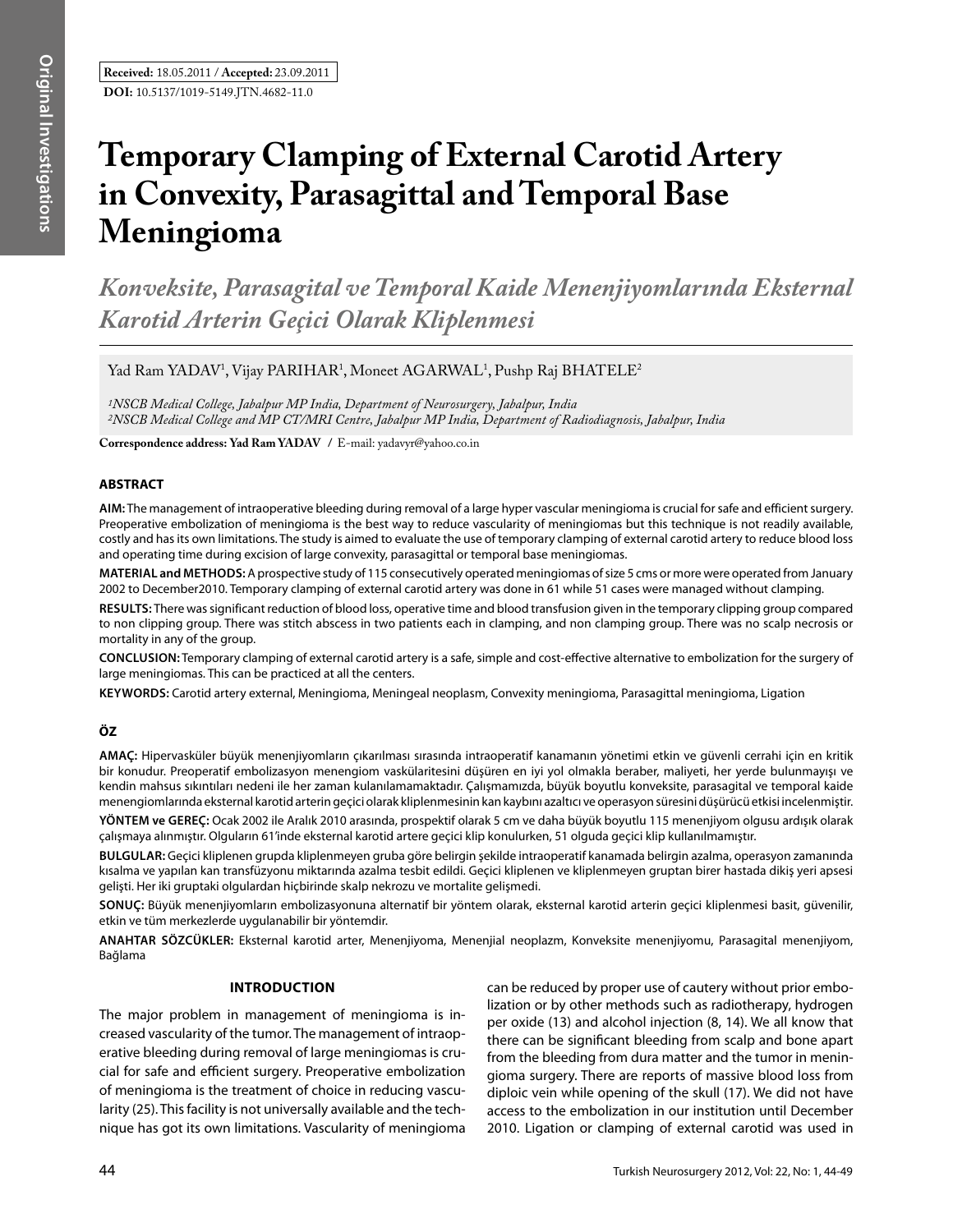**Received:** 18.05.2011 / **Accepted:** 23.09.2011

**DOI:** 10.5137/1019-5149.JTN.4682-11.0

# Temporary Clamping of External Carotid Artery in Convexity, Parasagittal and Temporal Base Meningioma

## *Konveksite, Parasagital ve Temporal Kaide Menenjiyomlarında Eksternal Karotid Arterin Geçici Olarak Kliplenmesi*

Yad Ram YADAV[1], Vijay PARIHAR[1], Moneet AGARWAL[1], Pushp Raj BHATELE[2]

*[1]NSCB Medical College, Jabalpur MP India, Department of Neurosurgery, Jabalpur, India*
*[2]NSCB Medical College and MP CT/MRI Centre, Jabalpur MP India, Department of Radiodiagnosis, Jabalpur, India*

**Correspondence address: Yad Ram YADAV** / E-mail: yadavyr@yahoo.co.in

## ABSTRACT

**AIM:** The management of intraoperative bleeding during removal of a large hyper vascular meningioma is crucial for safe and efficient surgery. Preoperative embolization of meningioma is the best way to reduce vascularity of meningiomas but this technique is not readily available, costly and has its own limitations. The study is aimed to evaluate the use of temporary clamping of external carotid artery to reduce blood loss and operating time during excision of large convexity, parasagittal or temporal base meningiomas.

**MATERIAL and METHODS:** A prospective study of 115 consecutively operated meningiomas of size 5 cms or more were operated from January 2002 to December2010. Temporary clamping of external carotid artery was done in 61 while 51 cases were managed without clamping.

**RESULTS:** There was significant reduction of blood loss, operative time and blood transfusion given in the temporary clipping group compared to non clipping group. There was stitch abscess in two patients each in clamping, and non clamping group. There was no scalp necrosis or mortality in any of the group.

**CONCLUSION:** Temporary clamping of external carotid artery is a safe, simple and cost-effective alternative to embolization for the surgery of large meningiomas. This can be practiced at all the centers.

**KEYWORDS:** Carotid artery external, Meningioma, Meningeal neoplasm, Convexity meningioma, Parasagittal meningioma, Ligation

## ÖZ

**AMAÇ:** Hipervasküler büyük menenjiyomların çıkarılması sırasında intraoperatif kanamanın yönetimi etkin ve güvenli cerrahi için en kritik bir konudur. Preoperatif embolizasyon menengiom vaskülaritesini düşüren en iyi yol olmakla beraber, maliyeti, her yerde bulunmayışı ve kendin mahsus sıkıntıları nedeni ile her zaman kulanılamamaktadır. Çalışmamızda, büyük boyutlu konveksite, parasagital ve temporal kaide menengiomlarında eksternal karotid arterin geçici olarak kliplenmesinin kan kaybını azaltıcı ve operasyon süresini düşürücü etkisi incelenmiştir.

**YÖNTEM ve GEREÇ:** Ocak 2002 ile Aralık 2010 arasında, prospektif olarak 5 cm ve daha büyük boyutlu 115 menenjiyom olgusu ardışık olarak çalışmaya alınmıştır. Olguların 61'inde eksternal karotid artere geçici klip konulurken, 51 olguda geçici klip kullanılmamıştır.

**BULGULAR:** Geçici kliplenen grupda kliplenmeyen gruba göre belirgin şekilde intraoperatif kanamada belirgin azalma, operasyon zamanında kısalma ve yapılan kan transfüzyonu miktarında azalma tesbit edildi. Geçici kliplenen ve kliplenmeyen gruptan birer hastada dikiş yeri apsesi gelişti. Her iki gruptaki olgulardan hiçbirinde skalp nekrozu ve mortalite gelişmedi.

**SONUÇ:** Büyük menenjiyomların embolizasyonuna alternatif bir yöntem olarak, eksternal karotid arterin geçici kliplenmesi basit, güvenilir, etkin ve tüm merkezlerde uygulanabilir bir yöntemdir.

**ANAHTAR SÖZCÜKLER:** Eksternal karotid arter, Menenjiyoma, Menenjial neoplazm, Konveksite menenjiyomu, Parasagital menenjiyom, Bağlama

## INTRODUCTION

The major problem in management of meningioma is increased vascularity of the tumor. The management of intraoperative bleeding during removal of large meningiomas is crucial for safe and efficient surgery. Preoperative embolization of meningioma is the treatment of choice in reducing vascularity (25). This facility is not universally available and the technique has got its own limitations. Vascularity of meningioma can be reduced by proper use of cautery without prior embolization or by other methods such as radiotherapy, hydrogen per oxide (13) and alcohol injection (8, 14). We all know that there can be significant bleeding from scalp and bone apart from the bleeding from dura matter and the tumor in meningioma surgery. There are reports of massive blood loss from diploic vein while opening of the skull (17). We did not have access to the embolization in our institution until December 2010. Ligation or clamping of external carotid was used in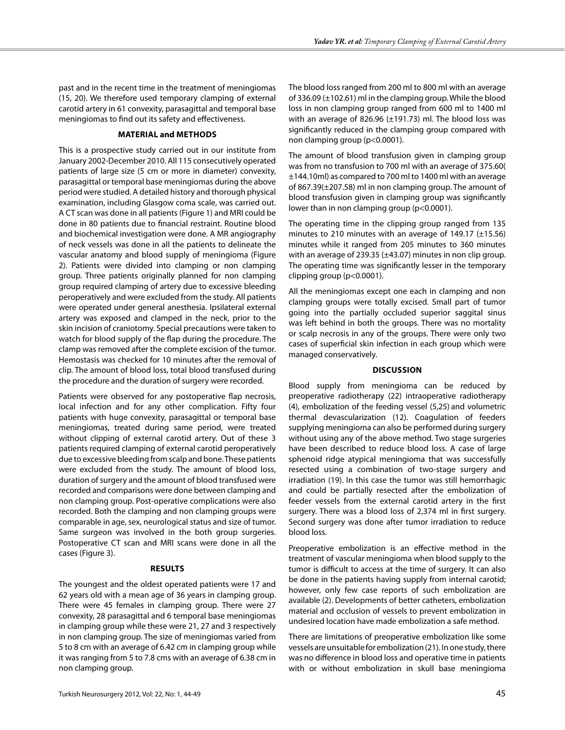past and in the recent time in the treatment of meningiomas (15, 20). We therefore used temporary clamping of external carotid artery in 61 convexity, parasagittal and temporal base meningiomas to find out its safety and effectiveness.

## MATERIAL and METHODS

This is a prospective study carried out in our institute from January 2002-December 2010. All 115 consecutively operated patients of large size (5 cm or more in diameter) convexity, parasagittal or temporal base meningiomas during the above period were studied. A detailed history and thorough physical examination, including Glasgow coma scale, was carried out. A CT scan was done in all patients (Figure 1) and MRI could be done in 80 patients due to financial restraint. Routine blood and biochemical investigation were done. A MR angiography of neck vessels was done in all the patients to delineate the vascular anatomy and blood supply of meningioma (Figure 2). Patients were divided into clamping or non clamping group. Three patients originally planned for non clamping group required clamping of artery due to excessive bleeding peroperatively and were excluded from the study. All patients were operated under general anesthesia. Ipsilateral external artery was exposed and clamped in the neck, prior to the skin incision of craniotomy. Special precautions were taken to watch for blood supply of the flap during the procedure. The clamp was removed after the complete excision of the tumor. Hemostasis was checked for 10 minutes after the removal of clip. The amount of blood loss, total blood transfused during the procedure and the duration of surgery were recorded.

Patients were observed for any postoperative flap necrosis, local infection and for any other complication. Fifty four patients with huge convexity, parasagittal or temporal base meningiomas, treated during same period, were treated without clipping of external carotid artery. Out of these 3 patients required clamping of external carotid peroperatively due to excessive bleeding from scalp and bone. These patients were excluded from the study. The amount of blood loss, duration of surgery and the amount of blood transfused were recorded and comparisons were done between clamping and non clamping group. Post-operative complications were also recorded. Both the clamping and non clamping groups were comparable in age, sex, neurological status and size of tumor. Same surgeon was involved in the both group surgeries. Postoperative CT scan and MRI scans were done in all the cases (Figure 3).

## RESULTS

The youngest and the oldest operated patients were 17 and 62 years old with a mean age of 36 years in clamping group. There were 45 females in clamping group. There were 27 convexity, 28 parasagittal and 6 temporal base meningiomas in clamping group while these were 21, 27 and 3 respectively in non clamping group. The size of meningiomas varied from 5 to 8 cm with an average of 6.42 cm in clamping group while it was ranging from 5 to 7.8 cms with an average of 6.38 cm in non clamping group.

The blood loss ranged from 200 ml to 800 ml with an average of 336.09 (±102.61) ml in the clamping group. While the blood loss in non clamping group ranged from 600 ml to 1400 ml with an average of 826.96 (±191.73) ml. The blood loss was significantly reduced in the clamping group compared with non clamping group ($p<0.0001$).

The amount of blood transfusion given in clamping group was from no transfusion to 700 ml with an average of 375.60( ±144.10ml) as compared to 700 ml to 1400 ml with an average of 867.39(±207.58) ml in non clamping group. The amount of blood transfusion given in clamping group was significantly lower than in non clamping group ($p<0.0001$).

The operating time in the clipping group ranged from 135 minutes to 210 minutes with an average of 149.17 (±15.56) minutes while it ranged from 205 minutes to 360 minutes with an average of 239.35 (±43.07) minutes in non clip group. The operating time was significantly lesser in the temporary clipping group ($p<0.0001$).

All the meningiomas except one each in clamping and non clamping groups were totally excised. Small part of tumor going into the partially occluded superior saggital sinus was left behind in both the groups. There was no mortality or scalp necrosis in any of the groups. There were only two cases of superficial skin infection in each group which were managed conservatively.

## DISCUSSION

Blood supply from meningioma can be reduced by preoperative radiotherapy (22) intraoperative radiotherapy (4), embolization of the feeding vessel (5,25) and volumetric thermal devascularization (12). Coagulation of feeders supplying meningioma can also be performed during surgery without using any of the above method. Two stage surgeries have been described to reduce blood loss. A case of large sphenoid ridge atypical meningioma that was successfully resected using a combination of two-stage surgery and irradiation (19). In this case the tumor was still hemorrhagic and could be partially resected after the embolization of feeder vessels from the external carotid artery in the first surgery. There was a blood loss of 2,374 ml in first surgery. Second surgery was done after tumor irradiation to reduce blood loss.

Preoperative embolization is an effective method in the treatment of vascular meningioma when blood supply to the tumor is difficult to access at the time of surgery. It can also be done in the patients having supply from internal carotid; however, only few case reports of such embolization are available (2). Developments of better catheters, embolization material and occlusion of vessels to prevent embolization in undesired location have made embolization a safe method.

There are limitations of preoperative embolization like some vessels are unsuitable for embolization (21). In one study, there was no difference in blood loss and operative time in patients with or without embolization in skull base meningioma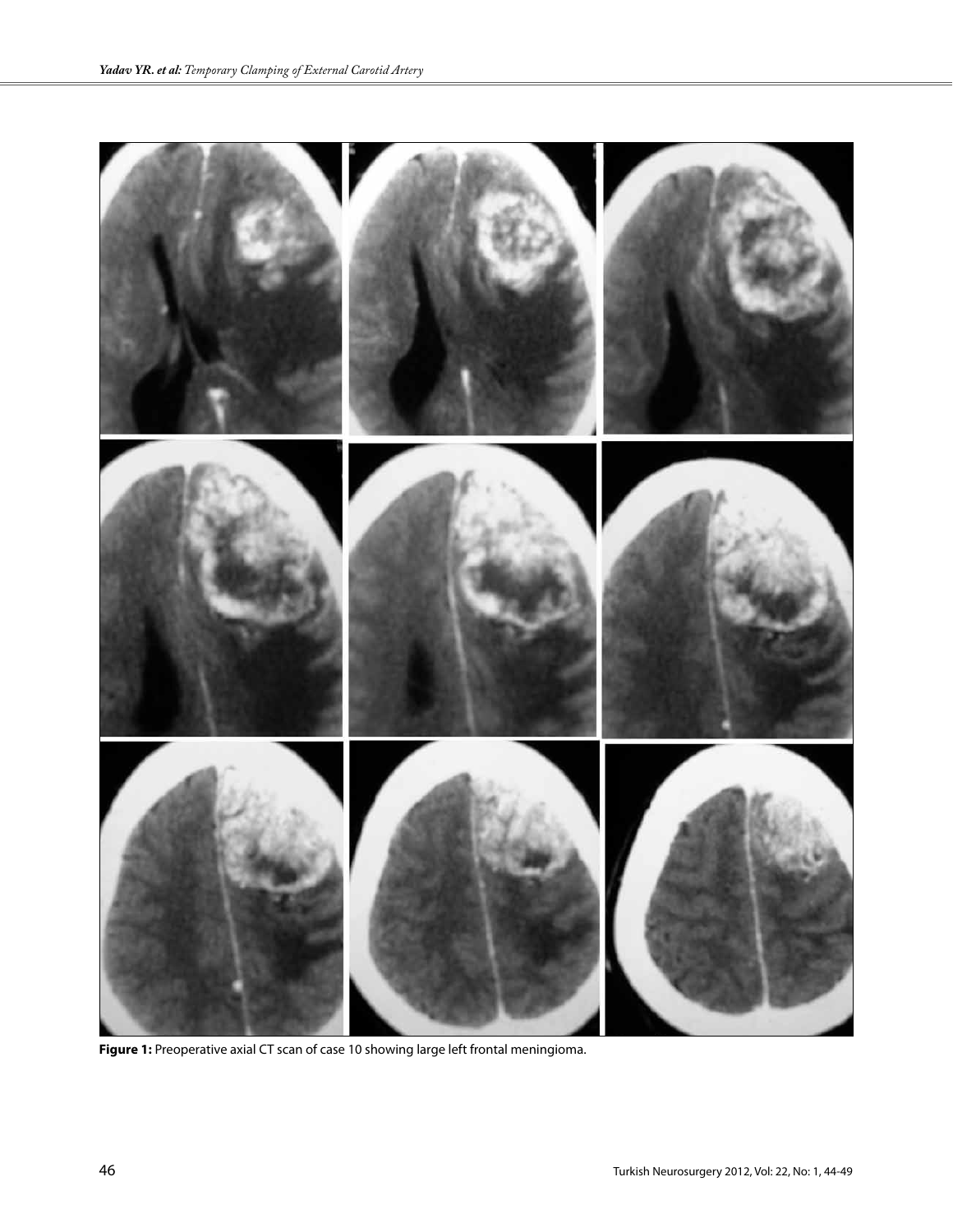**Figure 1:** Preoperative axial CT scan of case 10 showing large left frontal meningioma.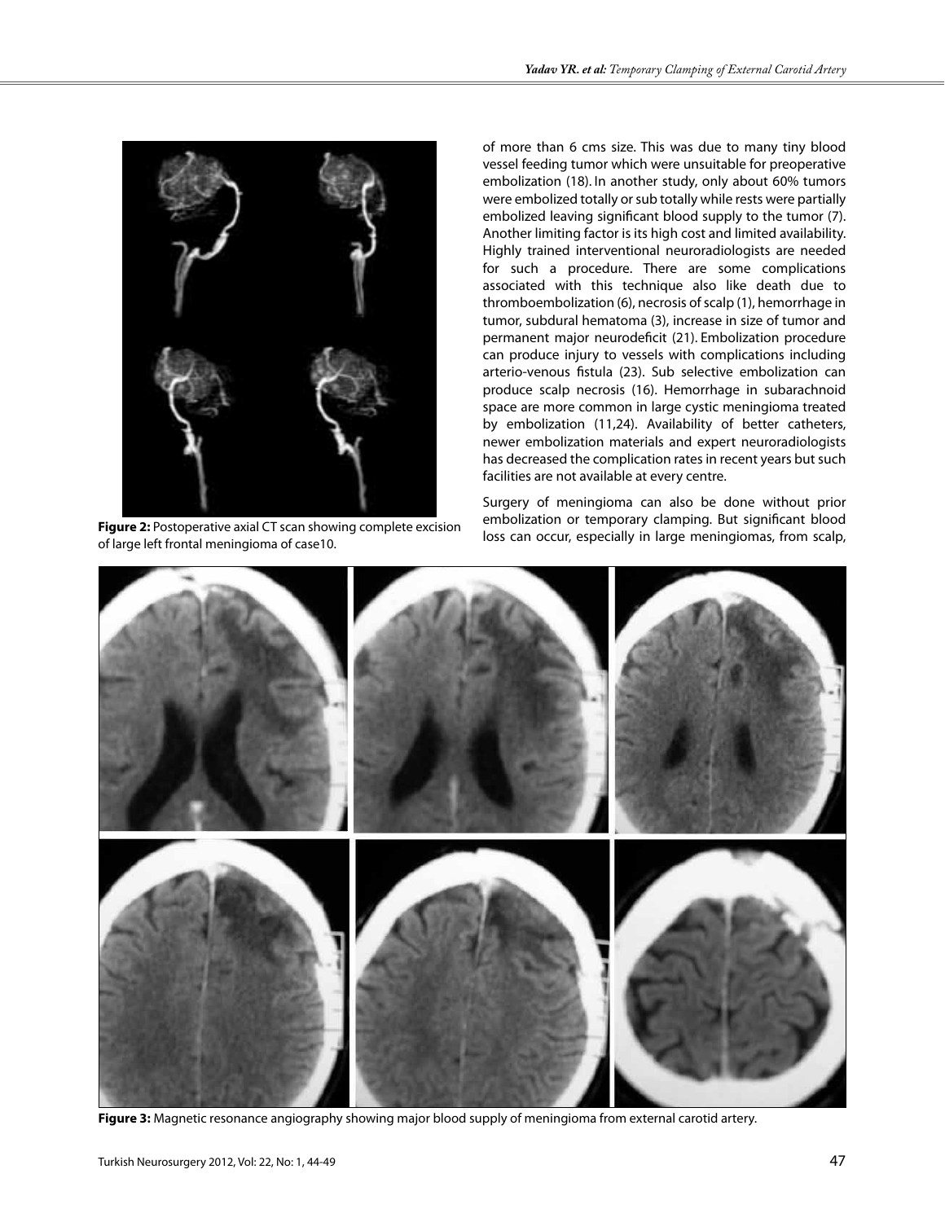**Figure 2:** Postoperative axial CT scan showing complete excision of large left frontal meningioma of case10.

of more than 6 cms size. This was due to many tiny blood vessel feeding tumor which were unsuitable for preoperative embolization (18). In another study, only about 60% tumors were embolized totally or sub totally while rests were partially embolized leaving significant blood supply to the tumor (7). Another limiting factor is its high cost and limited availability. Highly trained interventional neuroradiologists are needed for such a procedure. There are some complications associated with this technique also like death due to thromboembolization (6), necrosis of scalp (1), hemorrhage in tumor, subdural hematoma (3), increase in size of tumor and permanent major neurodeficit (21). Embolization procedure can produce injury to vessels with complications including arterio-venous fistula (23). Sub selective embolization can produce scalp necrosis (16). Hemorrhage in subarachnoid space are more common in large cystic meningioma treated by embolization (11,24). Availability of better catheters, newer embolization materials and expert neuroradiologists has decreased the complication rates in recent years but such facilities are not available at every centre.

Surgery of meningioma can also be done without prior embolization or temporary clamping. But significant blood loss can occur, especially in large meningiomas, from scalp,

**Figure 3:** Magnetic resonance angiography showing major blood supply of meningioma from external carotid artery.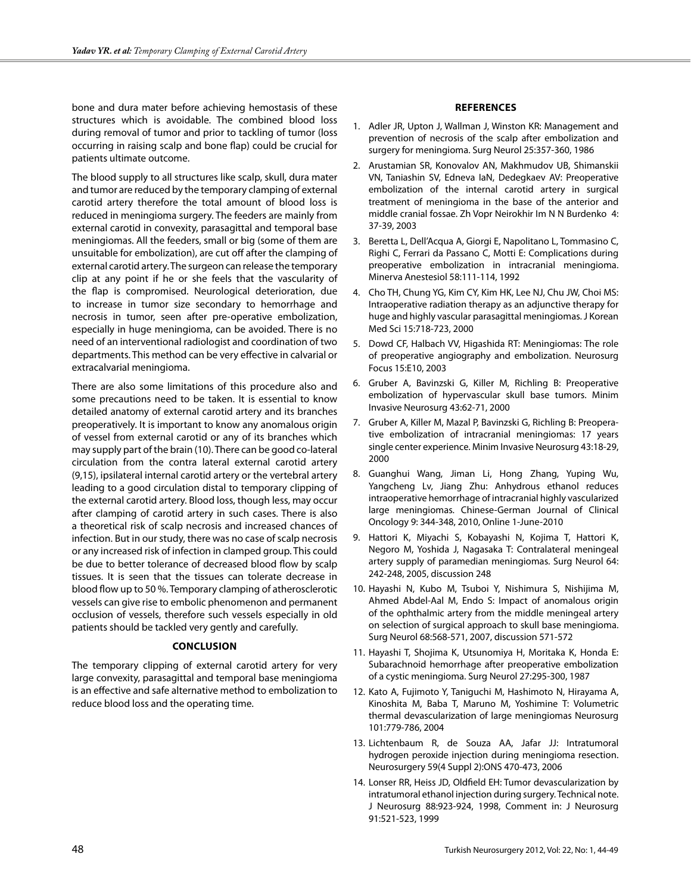bone and dura mater before achieving hemostasis of these structures which is avoidable. The combined blood loss during removal of tumor and prior to tackling of tumor (loss occurring in raising scalp and bone flap) could be crucial for patients ultimate outcome.

The blood supply to all structures like scalp, skull, dura mater and tumor are reduced by the temporary clamping of external carotid artery therefore the total amount of blood loss is reduced in meningioma surgery. The feeders are mainly from external carotid in convexity, parasagittal and temporal base meningiomas. All the feeders, small or big (some of them are unsuitable for embolization), are cut off after the clamping of external carotid artery. The surgeon can release the temporary clip at any point if he or she feels that the vascularity of the flap is compromised. Neurological deterioration, due to increase in tumor size secondary to hemorrhage and necrosis in tumor, seen after pre-operative embolization, especially in huge meningioma, can be avoided. There is no need of an interventional radiologist and coordination of two departments. This method can be very effective in calvarial or extracalvarial meningioma.

There are also some limitations of this procedure also and some precautions need to be taken. It is essential to know detailed anatomy of external carotid artery and its branches preoperatively. It is important to know any anomalous origin of vessel from external carotid or any of its branches which may supply part of the brain (10). There can be good co-lateral circulation from the contra lateral external carotid artery (9,15), ipsilateral internal carotid artery or the vertebral artery leading to a good circulation distal to temporary clipping of the external carotid artery. Blood loss, though less, may occur after clamping of carotid artery in such cases. There is also a theoretical risk of scalp necrosis and increased chances of infection. But in our study, there was no case of scalp necrosis or any increased risk of infection in clamped group. This could be due to better tolerance of decreased blood flow by scalp tissues. It is seen that the tissues can tolerate decrease in blood flow up to 50 %. Temporary clamping of atherosclerotic vessels can give rise to embolic phenomenon and permanent occlusion of vessels, therefore such vessels especially in old patients should be tackled very gently and carefully.

## CONCLUSION

The temporary clipping of external carotid artery for very large convexity, parasagittal and temporal base meningioma is an effective and safe alternative method to embolization to reduce blood loss and the operating time.

## REFERENCES

1. Adler JR, Upton J, Wallman J, Winston KR: Management and prevention of necrosis of the scalp after embolization and surgery for meningioma. Surg Neurol 25:357-360, 1986
2. Arustamian SR, Konovalov AN, Makhmudov UB, Shimanskii VN, Taniashin SV, Edneva IaN, Dedegkaev AV: Preoperative embolization of the internal carotid artery in surgical treatment of meningioma in the base of the anterior and middle cranial fossae. Zh Vopr Neirokhir Im N N Burdenko 4: 37-39, 2003
3. Beretta L, Dell'Acqua A, Giorgi E, Napolitano L, Tommasino C, Righi C, Ferrari da Passano C, Motti E: Complications during preoperative embolization in intracranial meningioma. Minerva Anestesiol 58:111-114, 1992
4. Cho TH, Chung YG, Kim CY, Kim HK, Lee NJ, Chu JW, Choi MS: Intraoperative radiation therapy as an adjunctive therapy for huge and highly vascular parasagittal meningiomas. J Korean Med Sci 15:718-723, 2000
5. Dowd CF, Halbach VV, Higashida RT: Meningiomas: The role of preoperative angiography and embolization. Neurosurg Focus 15:E10, 2003
6. Gruber A, Bavinzski G, Killer M, Richling B: Preoperative embolization of hypervascular skull base tumors. Minim Invasive Neurosurg 43:62-71, 2000
7. Gruber A, Killer M, Mazal P, Bavinzski G, Richling B: Preoperative embolization of intracranial meningiomas: 17 years single center experience. Minim Invasive Neurosurg 43:18-29, 2000
8. Guanghui Wang, Jiman Li, Hong Zhang, Yuping Wu, Yangcheng Lv, Jiang Zhu: Anhydrous ethanol reduces intraoperative hemorrhage of intracranial highly vascularized large meningiomas. Chinese-German Journal of Clinical Oncology 9: 344-348, 2010, Online 1-June-2010
9. Hattori K, Miyachi S, Kobayashi N, Kojima T, Hattori K, Negoro M, Yoshida J, Nagasaka T: Contralateral meningeal artery supply of paramedian meningiomas. Surg Neurol 64: 242-248, 2005, discussion 248
10. Hayashi N, Kubo M, Tsuboi Y, Nishimura S, Nishijima M, Ahmed Abdel-Aal M, Endo S: Impact of anomalous origin of the ophthalmic artery from the middle meningeal artery on selection of surgical approach to skull base meningioma. Surg Neurol 68:568-571, 2007, discussion 571-572
11. Hayashi T, Shojima K, Utsunomiya H, Moritaka K, Honda E: Subarachnoid hemorrhage after preoperative embolization of a cystic meningioma. Surg Neurol 27:295-300, 1987
12. Kato A, Fujimoto Y, Taniguchi M, Hashimoto N, Hirayama A, Kinoshita M, Baba T, Maruno M, Yoshimine T: Volumetric thermal devascularization of large meningiomas Neurosurg 101:779-786, 2004
13. Lichtenbaum R, de Souza AA, Jafar JJ: Intratumoral hydrogen peroxide injection during meningioma resection. Neurosurgery 59(4 Suppl 2):ONS 470-473, 2006
14. Lonser RR, Heiss JD, Oldfield EH: Tumor devascularization by intratumoral ethanol injection during surgery. Technical note. J Neurosurg 88:923-924, 1998, Comment in: J Neurosurg 91:521-523, 1999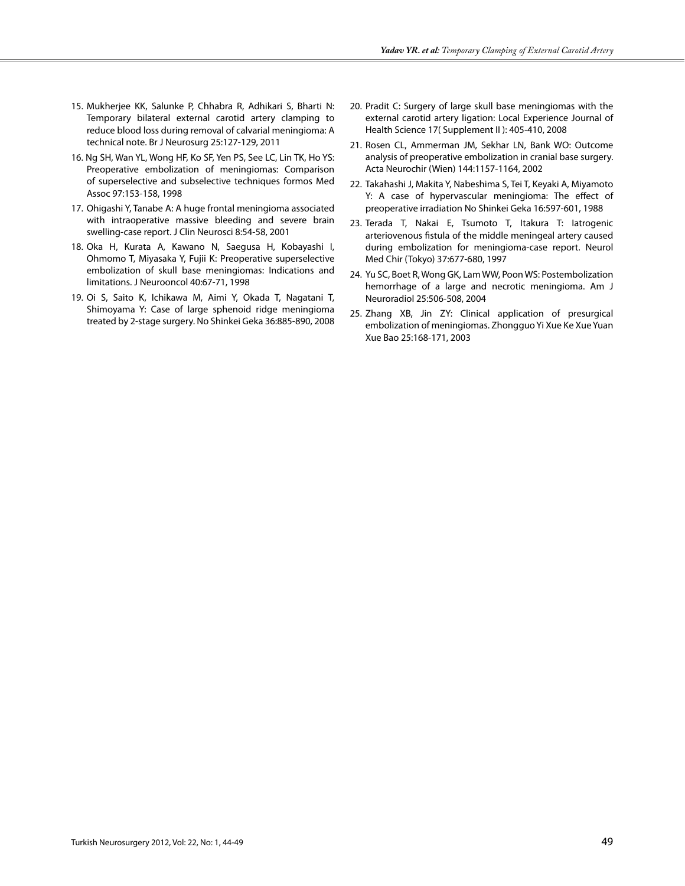15. Mukherjee KK, Salunke P, Chhabra R, Adhikari S, Bharti N: Temporary bilateral external carotid artery clamping to reduce blood loss during removal of calvarial meningioma: A technical note. Br J Neurosurg 25:127-129, 2011
16. Ng SH, Wan YL, Wong HF, Ko SF, Yen PS, See LC, Lin TK, Ho YS: Preoperative embolization of meningiomas: Comparison of superselective and subselective techniques formos Med Assoc 97:153-158, 1998
17. Ohigashi Y, Tanabe A: A huge frontal meningioma associated with intraoperative massive bleeding and severe brain swelling-case report. J Clin Neurosci 8:54-58, 2001
18. Oka H, Kurata A, Kawano N, Saegusa H, Kobayashi I, Ohmomo T, Miyasaka Y, Fujii K: Preoperative superselective embolization of skull base meningiomas: Indications and limitations. J Neurooncol 40:67-71, 1998
19. Oi S, Saito K, Ichikawa M, Aimi Y, Okada T, Nagatani T, Shimoyama Y: Case of large sphenoid ridge meningioma treated by 2-stage surgery. No Shinkei Geka 36:885-890, 2008
20. Pradit C: Surgery of large skull base meningiomas with the external carotid artery ligation: Local Experience Journal of Health Science 17( Supplement II ): 405-410, 2008
21. Rosen CL, Ammerman JM, Sekhar LN, Bank WO: Outcome analysis of preoperative embolization in cranial base surgery. Acta Neurochir (Wien) 144:1157-1164, 2002
22. Takahashi J, Makita Y, Nabeshima S, Tei T, Keyaki A, Miyamoto Y: A case of hypervascular meningioma: The effect of preoperative irradiation No Shinkei Geka 16:597-601, 1988
23. Terada T, Nakai E, Tsumoto T, Itakura T: Iatrogenic arteriovenous fistula of the middle meningeal artery caused during embolization for meningioma-case report. Neurol Med Chir (Tokyo) 37:677-680, 1997
24. Yu SC, Boet R, Wong GK, Lam WW, Poon WS: Postembolization hemorrhage of a large and necrotic meningioma. Am J Neuroradiol 25:506-508, 2004
25. Zhang XB, Jin ZY: Clinical application of presurgical embolization of meningiomas. Zhongguo Yi Xue Ke Xue Yuan Xue Bao 25:168-171, 2003